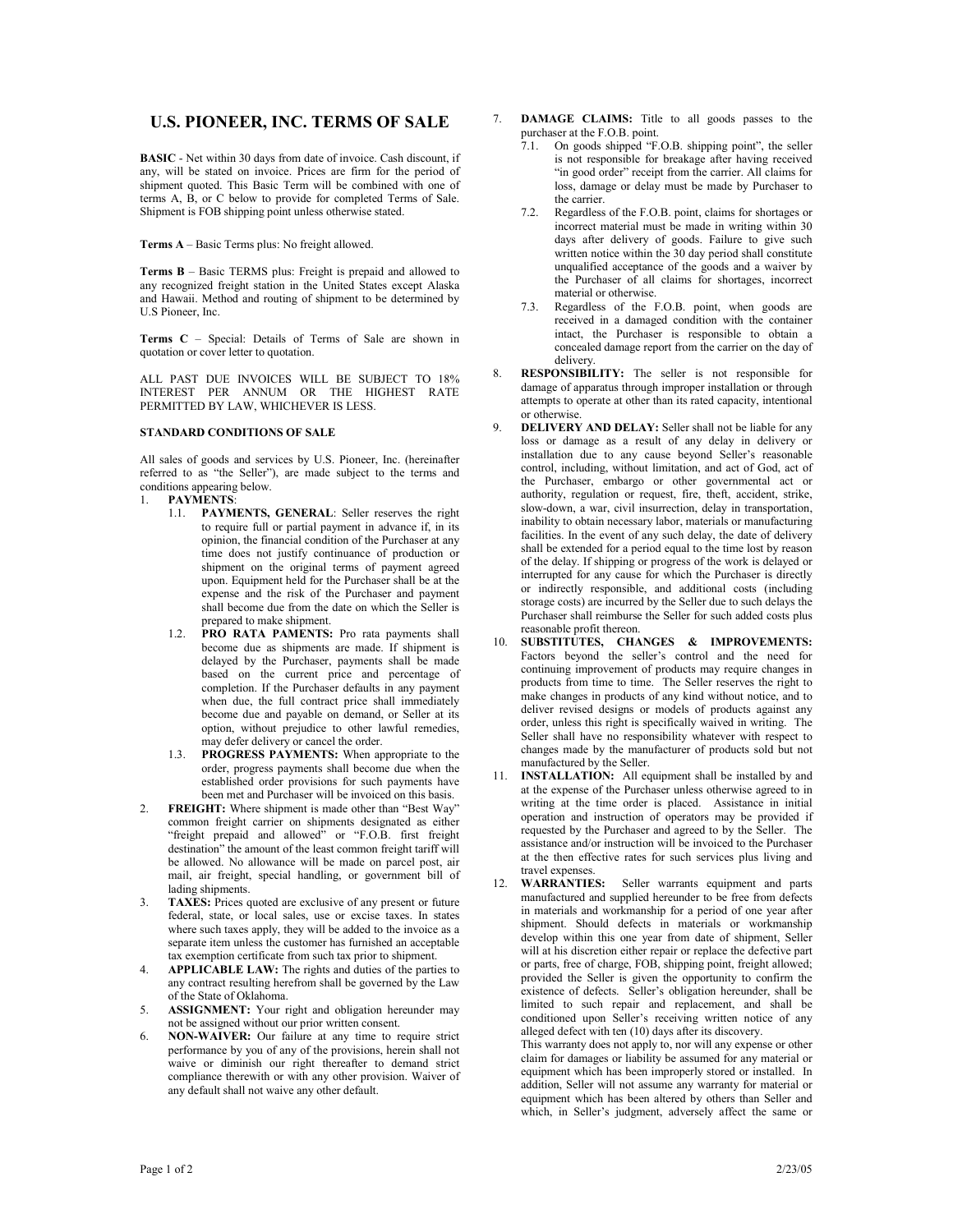# U.S. PIONEER, INC. TERMS OF SALE

**BASIC** - Net within 30 days from date of invoice. Cash discount, if any, will be stated on invoice. Prices are firm for the period of shipment quoted. This Basic Term will be combined with one of terms A, B, or C below to provide for completed Terms of Sale. Shipment is FOB shipping point unless otherwise stated.

**Terms A** – Basic Terms plus: No freight allowed.

**Terms B** – Basic TERMS plus: Freight is prepaid and allowed to any recognized freight station in the United States except Alaska and Hawaii. Method and routing of shipment to be determined by U.S Pioneer, Inc.

**Terms C** – Special: Details of Terms of Sale are shown in quotation or cover letter to quotation.

ALL PAST DUE INVOICES WILL BE SUBJECT TO 18% INTEREST PER ANNUM OR THE HIGHEST RATE PERMITTED BY LAW, WHICHEVER IS LESS.

## STANDARD CONDITIONS OF SALE

All sales of goods and services by U.S. Pioneer, Inc. (hereinafter referred to as "the Seller"), are made subject to the terms and conditions appearing below.

1. **PAYMENTS**:
   1.1. **PAYMENTS, GENERAL**: Seller reserves the right to require full or partial payment in advance if, in its opinion, the financial condition of the Purchaser at any time does not justify continuance of production or shipment on the original terms of payment agreed upon. Equipment held for the Purchaser shall be at the expense and the risk of the Purchaser and payment shall become due from the date on which the Seller is prepared to make shipment.
   1.2. **PRO RATA PAMENTS:** Pro rata payments shall become due as shipments are made. If shipment is delayed by the Purchaser, payments shall be made based on the current price and percentage of completion. If the Purchaser defaults in any payment when due, the full contract price shall immediately become due and payable on demand, or Seller at its option, without prejudice to other lawful remedies, may defer delivery or cancel the order.
   1.3. **PROGRESS PAYMENTS:** When appropriate to the order, progress payments shall become due when the established order provisions for such payments have been met and Purchaser will be invoiced on this basis.
2. **FREIGHT:** Where shipment is made other than "Best Way" common freight carrier on shipments designated as either "freight prepaid and allowed" or "F.O.B. first freight destination" the amount of the least common freight tariff will be allowed. No allowance will be made on parcel post, air mail, air freight, special handling, or government bill of lading shipments.
3. **TAXES:** Prices quoted are exclusive of any present or future federal, state, or local sales, use or excise taxes. In states where such taxes apply, they will be added to the invoice as a separate item unless the customer has furnished an acceptable tax exemption certificate from such tax prior to shipment.
4. **APPLICABLE LAW:** The rights and duties of the parties to any contract resulting herefrom shall be governed by the Law of the State of Oklahoma.
5. **ASSIGNMENT:** Your right and obligation hereunder may not be assigned without our prior written consent.
6. **NON-WAIVER:** Our failure at any time to require strict performance by you of any of the provisions, herein shall not waive or diminish our right thereafter to demand strict compliance therewith or with any other provision. Waiver of any default shall not waive any other default.
7. **DAMAGE CLAIMS:** Title to all goods passes to the purchaser at the F.O.B. point.
   7.1. On goods shipped "F.O.B. shipping point", the seller is not responsible for breakage after having received "in good order" receipt from the carrier. All claims for loss, damage or delay must be made by Purchaser to the carrier.
   7.2. Regardless of the F.O.B. point, claims for shortages or incorrect material must be made in writing within 30 days after delivery of goods. Failure to give such written notice within the 30 day period shall constitute unqualified acceptance of the goods and a waiver by the Purchaser of all claims for shortages, incorrect material or otherwise.
   7.3. Regardless of the F.O.B. point, when goods are received in a damaged condition with the container intact, the Purchaser is responsible to obtain a concealed damage report from the carrier on the day of delivery.
8. **RESPONSIBILITY:** The seller is not responsible for damage of apparatus through improper installation or through attempts to operate at other than its rated capacity, intentional or otherwise.
9. **DELIVERY AND DELAY:** Seller shall not be liable for any loss or damage as a result of any delay in delivery or installation due to any cause beyond Seller's reasonable control, including, without limitation, and act of God, act of the Purchaser, embargo or other governmental act or authority, regulation or request, fire, theft, accident, strike, slow-down, a war, civil insurrection, delay in transportation, inability to obtain necessary labor, materials or manufacturing facilities. In the event of any such delay, the date of delivery shall be extended for a period equal to the time lost by reason of the delay. If shipping or progress of the work is delayed or interrupted for any cause for which the Purchaser is directly or indirectly responsible, and additional costs (including storage costs) are incurred by the Seller due to such delays the Purchaser shall reimburse the Seller for such added costs plus reasonable profit thereon.
10. **SUBSTITUTES, CHANGES & IMPROVEMENTS:** Factors beyond the seller's control and the need for continuing improvement of products may require changes in products from time to time. The Seller reserves the right to make changes in products of any kind without notice, and to deliver revised designs or models of products against any order, unless this right is specifically waived in writing. The Seller shall have no responsibility whatever with respect to changes made by the manufacturer of products sold but not manufactured by the Seller.
11. **INSTALLATION:** All equipment shall be installed by and at the expense of the Purchaser unless otherwise agreed to in writing at the time order is placed. Assistance in initial operation and instruction of operators may be provided if requested by the Purchaser and agreed to by the Seller. The assistance and/or instruction will be invoiced to the Purchaser at the then effective rates for such services plus living and travel expenses.
12. **WARRANTIES:** Seller warrants equipment and parts manufactured and supplied hereunder to be free from defects in materials and workmanship for a period of one year after shipment. Should defects in materials or workmanship develop within this one year from date of shipment, Seller will at his discretion either repair or replace the defective part or parts, free of charge, FOB, shipping point, freight allowed; provided the Seller is given the opportunity to confirm the existence of defects. Seller's obligation hereunder, shall be limited to such repair and replacement, and shall be conditioned upon Seller's receiving written notice of any alleged defect with ten (10) days after its discovery.

    This warranty does not apply to, nor will any expense or other claim for damages or liability be assumed for any material or equipment which has been improperly stored or installed. In addition, Seller will not assume any warranty for material or equipment which has been altered by others than Seller and which, in Seller's judgment, adversely affect the same or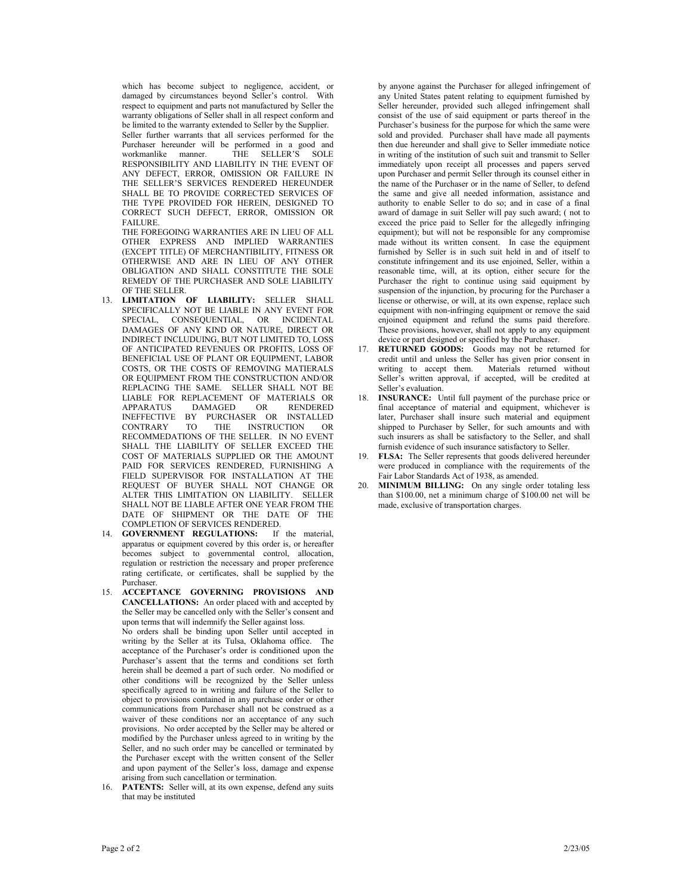which has become subject to negligence, accident, or damaged by circumstances beyond Seller's control. With respect to equipment and parts not manufactured by Seller the warranty obligations of Seller shall in all respect conform and be limited to the warranty extended to Seller by the Supplier.

Seller further warrants that all services performed for the Purchaser hereunder will be performed in a good and workmanlike manner. THE SELLER'S SOLE RESPONSIBILITY AND LIABILITY IN THE EVENT OF ANY DEFECT, ERROR, OMISSION OR FAILURE IN THE SELLER'S SERVICES RENDERED HEREUNDER SHALL BE TO PROVIDE CORRECTED SERVICES OF THE TYPE PROVIDED FOR HEREIN, DESIGNED TO CORRECT SUCH DEFECT, ERROR, OMISSION OR FAILURE.

THE FOREGOING WARRANTIES ARE IN LIEU OF ALL OTHER EXPRESS AND IMPLIED WARRANTIES (EXCEPT TITLE) OF MERCHANTIBILITY, FITNESS OR OTHERWISE AND ARE IN LIEU OF ANY OTHER OBLIGATION AND SHALL CONSTITUTE THE SOLE REMEDY OF THE PURCHASER AND SOLE LIABILITY OF THE SELLER.

13. **LIMITATION OF LIABILITY:** SELLER SHALL SPECIFICALLY NOT BE LIABLE IN ANY EVENT FOR SPECIAL, CONSEQUENTIAL, OR INCIDENTAL DAMAGES OF ANY KIND OR NATURE, DIRECT OR INDIRECT INCLUDUING, BUT NOT LIMITED TO, LOSS OF ANTICIPATED REVENUES OR PROFITS, LOSS OF BENEFICIAL USE OF PLANT OR EQUIPMENT, LABOR COSTS, OR THE COSTS OF REMOVING MATIERALS OR EQUIPMENT FROM THE CONSTRUCTION AND/OR REPLACING THE SAME. SELLER SHALL NOT BE LIABLE FOR REPLACEMENT OF MATERIALS OR APPARATUS DAMAGED OR RENDERED INEFFECTIVE BY PURCHASER OR INSTALLED CONTRARY TO THE INSTRUCTION OR RECOMMEDATIONS OF THE SELLER. IN NO EVENT SHALL THE LIABILITY OF SELLER EXCEED THE COST OF MATERIALS SUPPLIED OR THE AMOUNT PAID FOR SERVICES RENDERED, FURNISHING A FIELD SUPERVISOR FOR INSTALLATION AT THE REQUEST OF BUYER SHALL NOT CHANGE OR ALTER THIS LIMITATION ON LIABILITY. SELLER SHALL NOT BE LIABLE AFTER ONE YEAR FROM THE DATE OF SHIPMENT OR THE DATE OF THE COMPLETION OF SERVICES RENDERED.
14. **GOVERNMENT REGULATIONS:** If the material, apparatus or equipment covered by this order is, or hereafter becomes subject to governmental control, allocation, regulation or restriction the necessary and proper preference rating certificate, or certificates, shall be supplied by the Purchaser.
15. **ACCEPTANCE GOVERNING PROVISIONS AND CANCELLATIONS:** An order placed with and accepted by the Seller may be cancelled only with the Seller's consent and upon terms that will indemnify the Seller against loss.

    No orders shall be binding upon Seller until accepted in writing by the Seller at its Tulsa, Oklahoma office. The acceptance of the Purchaser's order is conditioned upon the Purchaser's assent that the terms and conditions set forth herein shall be deemed a part of such order. No modified or other conditions will be recognized by the Seller unless specifically agreed to in writing and failure of the Seller to object to provisions contained in any purchase order or other communications from Purchaser shall not be construed as a waiver of these conditions nor an acceptance of any such provisions. No order accepted by the Seller may be altered or modified by the Purchaser unless agreed to in writing by the Seller, and no such order may be cancelled or terminated by the Purchaser except with the written consent of the Seller and upon payment of the Seller's loss, damage and expense arising from such cancellation or termination.
16. **PATENTS:** Seller will, at its own expense, defend any suits that may be instituted by anyone against the Purchaser for alleged infringement of any United States patent relating to equipment furnished by Seller hereunder, provided such alleged infringement shall consist of the use of said equipment or parts thereof in the Purchaser's business for the purpose for which the same were sold and provided. Purchaser shall have made all payments then due hereunder and shall give to Seller immediate notice in writing of the institution of such suit and transmit to Seller immediately upon receipt all processes and papers served upon Purchaser and permit Seller through its counsel either in the name of the Purchaser or in the name of Seller, to defend the same and give all needed information, assistance and authority to enable Seller to do so; and in case of a final award of damage in suit Seller will pay such award; ( not to exceed the price paid to Seller for the allegedly infringing equipment); but will not be responsible for any compromise made without its written consent. In case the equipment furnished by Seller is in such suit held in and of itself to constitute infringement and its use enjoined, Seller, within a reasonable time, will, at its option, either secure for the Purchaser the right to continue using said equipment by suspension of the injunction, by procuring for the Purchaser a license or otherwise, or will, at its own expense, replace such equipment with non-infringing equipment or remove the said enjoined equipment and refund the sums paid therefore. These provisions, however, shall not apply to any equipment device or part designed or specified by the Purchaser.
17. **RETURNED GOODS:** Goods may not be returned for credit until and unless the Seller has given prior consent in writing to accept them. Materials returned without Seller's written approval, if accepted, will be credited at Seller's evaluation.
18. **INSURANCE:** Until full payment of the purchase price or final acceptance of material and equipment, whichever is later, Purchaser shall insure such material and equipment shipped to Purchaser by Seller, for such amounts and with such insurers as shall be satisfactory to the Seller, and shall furnish evidence of such insurance satisfactory to Seller.
19. **FLSA:** The Seller represents that goods delivered hereunder were produced in compliance with the requirements of the Fair Labor Standards Act of 1938, as amended.
20. **MINIMUM BILLING:** On any single order totaling less than $100.00, net a minimum charge of $100.00 net will be made, exclusive of transportation charges.

2/23/05